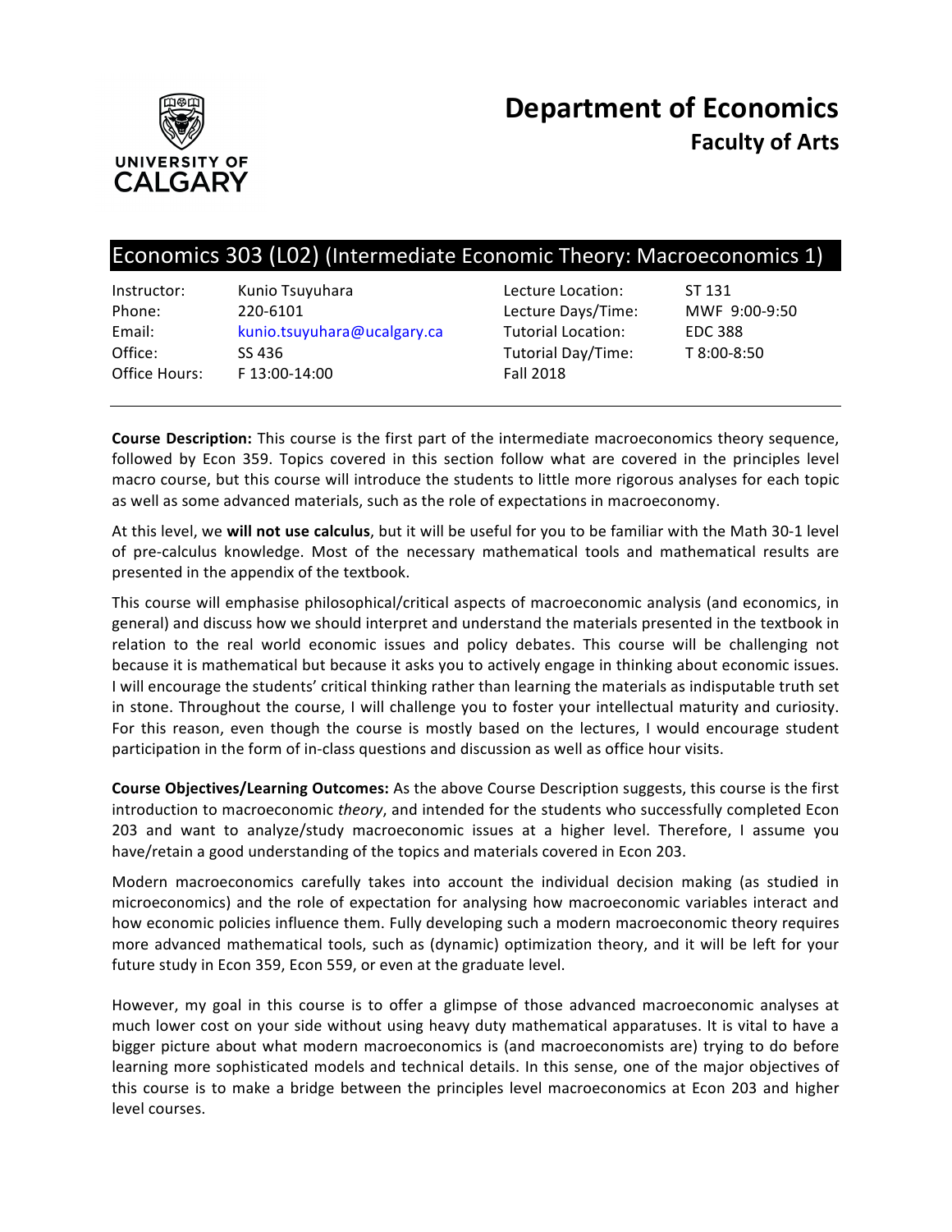# Department of Economics
## Faculty of Arts

UNIVERSITY OF CALGARY

## Economics 303 (L02) (Intermediate Economic Theory: Macroeconomics 1)

| | | | |
|---|---|---|---|
| Instructor: | Kunio Tsuyuhara | Lecture Location: | ST 131 |
| Phone: | 220-6101 | Lecture Days/Time: | MWF 9:00-9:50 |
| Email: | kunio.tsuyuhara@ucalgary.ca | Tutorial Location: | EDC 388 |
| Office: | SS 436 | Tutorial Day/Time: | T 8:00-8:50 |
| Office Hours: | F 13:00-14:00 | Fall 2018 | |

**Course Description:** This course is the first part of the intermediate macroeconomics theory sequence, followed by Econ 359. Topics covered in this section follow what are covered in the principles level macro course, but this course will introduce the students to little more rigorous analyses for each topic as well as some advanced materials, such as the role of expectations in macroeconomy.

At this level, we **will not use calculus**, but it will be useful for you to be familiar with the Math 30-1 level of pre-calculus knowledge. Most of the necessary mathematical tools and mathematical results are presented in the appendix of the textbook.

This course will emphasise philosophical/critical aspects of macroeconomic analysis (and economics, in general) and discuss how we should interpret and understand the materials presented in the textbook in relation to the real world economic issues and policy debates. This course will be challenging not because it is mathematical but because it asks you to actively engage in thinking about economic issues. I will encourage the students' critical thinking rather than learning the materials as indisputable truth set in stone. Throughout the course, I will challenge you to foster your intellectual maturity and curiosity. For this reason, even though the course is mostly based on the lectures, I would encourage student participation in the form of in-class questions and discussion as well as office hour visits.

**Course Objectives/Learning Outcomes:** As the above Course Description suggests, this course is the first introduction to macroeconomic *theory*, and intended for the students who successfully completed Econ 203 and want to analyze/study macroeconomic issues at a higher level. Therefore, I assume you have/retain a good understanding of the topics and materials covered in Econ 203.

Modern macroeconomics carefully takes into account the individual decision making (as studied in microeconomics) and the role of expectation for analysing how macroeconomic variables interact and how economic policies influence them. Fully developing such a modern macroeconomic theory requires more advanced mathematical tools, such as (dynamic) optimization theory, and it will be left for your future study in Econ 359, Econ 559, or even at the graduate level.

However, my goal in this course is to offer a glimpse of those advanced macroeconomic analyses at much lower cost on your side without using heavy duty mathematical apparatuses. It is vital to have a bigger picture about what modern macroeconomics is (and macroeconomists are) trying to do before learning more sophisticated models and technical details. In this sense, one of the major objectives of this course is to make a bridge between the principles level macroeconomics at Econ 203 and higher level courses.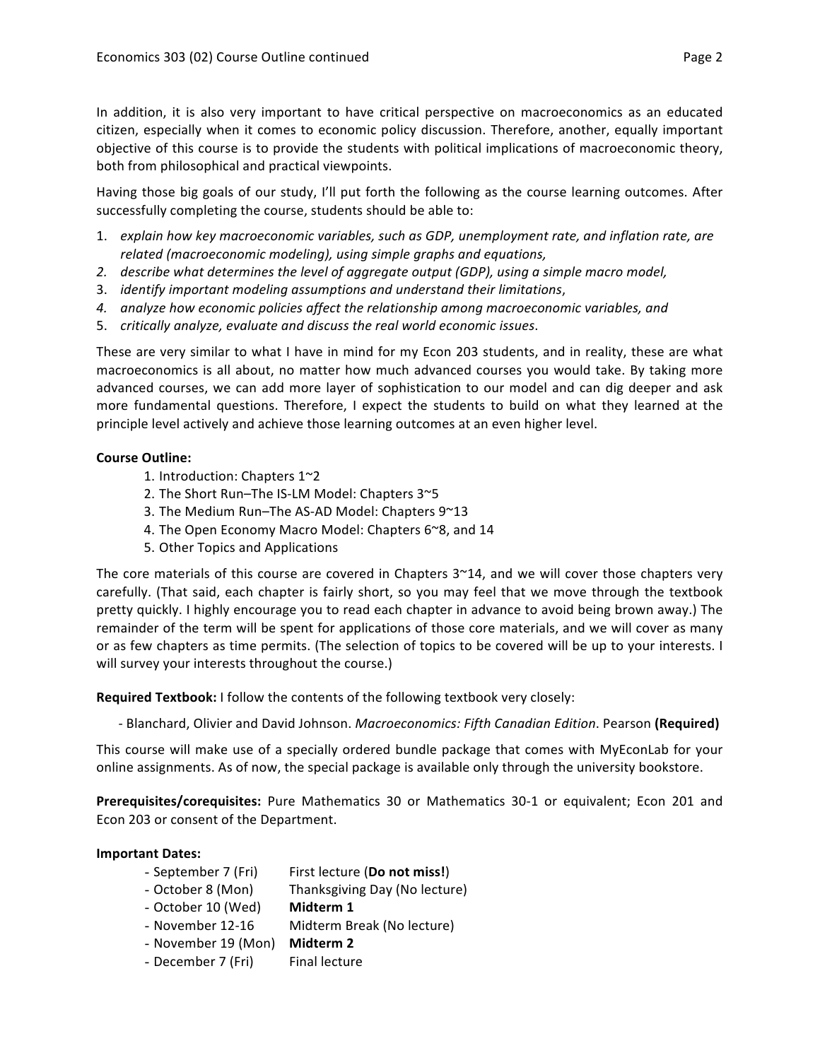In addition, it is also very important to have critical perspective on macroeconomics as an educated citizen, especially when it comes to economic policy discussion. Therefore, another, equally important objective of this course is to provide the students with political implications of macroeconomic theory, both from philosophical and practical viewpoints.

Having those big goals of our study, I'll put forth the following as the course learning outcomes. After successfully completing the course, students should be able to:

1. *explain how key macroeconomic variables, such as GDP, unemployment rate, and inflation rate, are related (macroeconomic modeling), using simple graphs and equations,*
2. *describe what determines the level of aggregate output (GDP), using a simple macro model,*
3. *identify important modeling assumptions and understand their limitations*,
4. *analyze how economic policies affect the relationship among macroeconomic variables, and*
5. *critically analyze, evaluate and discuss the real world economic issues*.

These are very similar to what I have in mind for my Econ 203 students, and in reality, these are what macroeconomics is all about, no matter how much advanced courses you would take. By taking more advanced courses, we can add more layer of sophistication to our model and can dig deeper and ask more fundamental questions. Therefore, I expect the students to build on what they learned at the principle level actively and achieve those learning outcomes at an even higher level.

**Course Outline:**

1. Introduction: Chapters 1~2
2. The Short Run–The IS-LM Model: Chapters 3~5
3. The Medium Run–The AS-AD Model: Chapters 9~13
4. The Open Economy Macro Model: Chapters 6~8, and 14
5. Other Topics and Applications

The core materials of this course are covered in Chapters 3~14, and we will cover those chapters very carefully. (That said, each chapter is fairly short, so you may feel that we move through the textbook pretty quickly. I highly encourage you to read each chapter in advance to avoid being brown away.) The remainder of the term will be spent for applications of those core materials, and we will cover as many or as few chapters as time permits. (The selection of topics to be covered will be up to your interests. I will survey your interests throughout the course.)

**Required Textbook:** I follow the contents of the following textbook very closely:

- Blanchard, Olivier and David Johnson. *Macroeconomics: Fifth Canadian Edition*. Pearson **(Required)**

This course will make use of a specially ordered bundle package that comes with MyEconLab for your online assignments. As of now, the special package is available only through the university bookstore.

**Prerequisites/corequisites:** Pure Mathematics 30 or Mathematics 30-1 or equivalent; Econ 201 and Econ 203 or consent of the Department.

**Important Dates:**

- September 7 (Fri) — First lecture (**Do not miss!**)
- October 8 (Mon) — Thanksgiving Day (No lecture)
- October 10 (Wed) — **Midterm 1**
- November 12-16 — Midterm Break (No lecture)
- November 19 (Mon) — **Midterm 2**
- December 7 (Fri) — Final lecture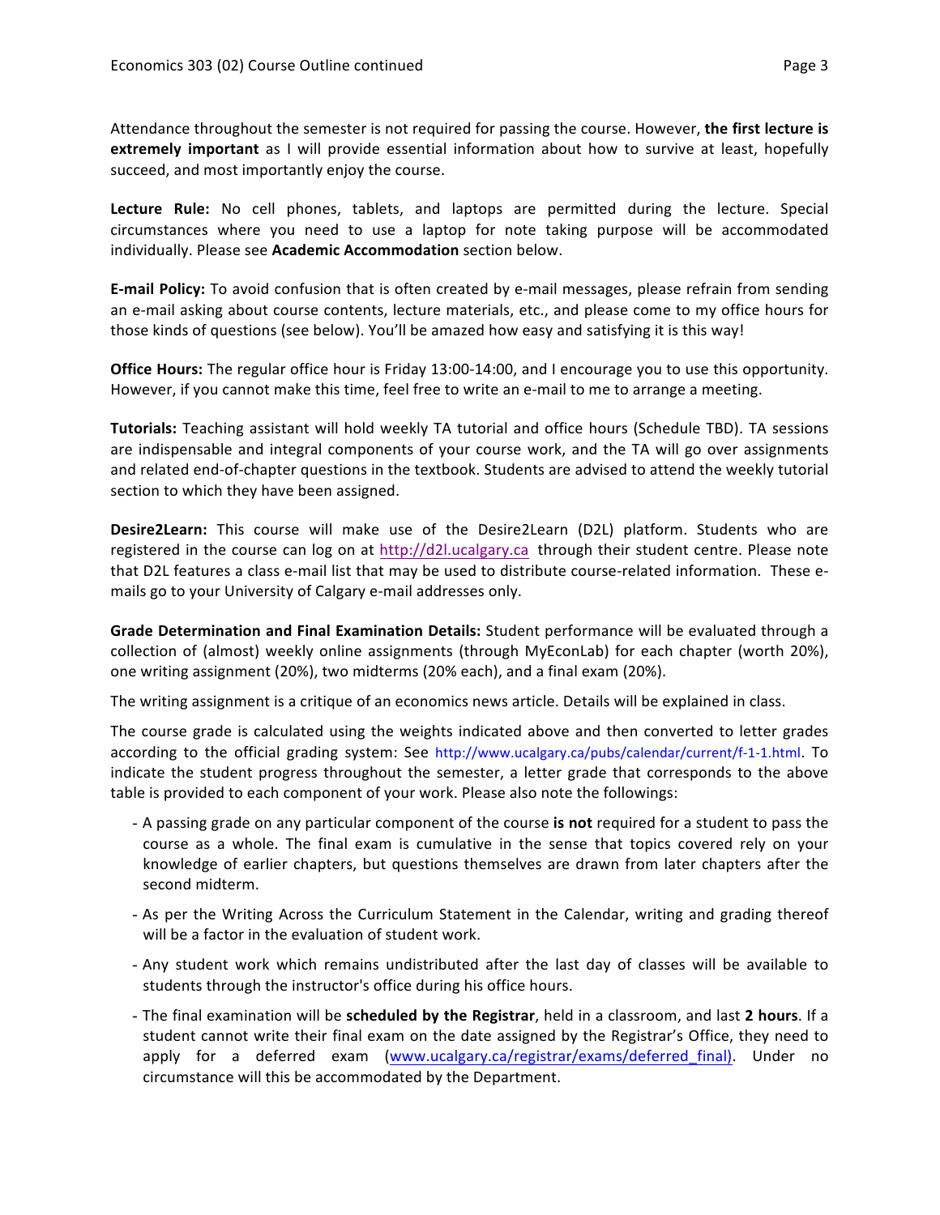Attendance throughout the semester is not required for passing the course. However, **the first lecture is extremely important** as I will provide essential information about how to survive at least, hopefully succeed, and most importantly enjoy the course.

**Lecture Rule:** No cell phones, tablets, and laptops are permitted during the lecture. Special circumstances where you need to use a laptop for note taking purpose will be accommodated individually. Please see **Academic Accommodation** section below.

**E-mail Policy:** To avoid confusion that is often created by e-mail messages, please refrain from sending an e-mail asking about course contents, lecture materials, etc., and please come to my office hours for those kinds of questions (see below). You'll be amazed how easy and satisfying it is this way!

**Office Hours:** The regular office hour is Friday 13:00-14:00, and I encourage you to use this opportunity. However, if you cannot make this time, feel free to write an e-mail to me to arrange a meeting.

**Tutorials:** Teaching assistant will hold weekly TA tutorial and office hours (Schedule TBD). TA sessions are indispensable and integral components of your course work, and the TA will go over assignments and related end-of-chapter questions in the textbook. Students are advised to attend the weekly tutorial section to which they have been assigned.

**Desire2Learn:** This course will make use of the Desire2Learn (D2L) platform. Students who are registered in the course can log on at http://d2l.ucalgary.ca through their student centre. Please note that D2L features a class e-mail list that may be used to distribute course-related information. These e-mails go to your University of Calgary e-mail addresses only.

**Grade Determination and Final Examination Details:** Student performance will be evaluated through a collection of (almost) weekly online assignments (through MyEconLab) for each chapter (worth 20%), one writing assignment (20%), two midterms (20% each), and a final exam (20%).

The writing assignment is a critique of an economics news article. Details will be explained in class.

The course grade is calculated using the weights indicated above and then converted to letter grades according to the official grading system: See http://www.ucalgary.ca/pubs/calendar/current/f-1-1.html. To indicate the student progress throughout the semester, a letter grade that corresponds to the above table is provided to each component of your work. Please also note the followings:

- A passing grade on any particular component of the course **is not** required for a student to pass the course as a whole. The final exam is cumulative in the sense that topics covered rely on your knowledge of earlier chapters, but questions themselves are drawn from later chapters after the second midterm.
- As per the Writing Across the Curriculum Statement in the Calendar, writing and grading thereof will be a factor in the evaluation of student work.
- Any student work which remains undistributed after the last day of classes will be available to students through the instructor's office during his office hours.
- The final examination will be **scheduled by the Registrar**, held in a classroom, and last **2 hours**. If a student cannot write their final exam on the date assigned by the Registrar's Office, they need to apply for a deferred exam (www.ucalgary.ca/registrar/exams/deferred_final). Under no circumstance will this be accommodated by the Department.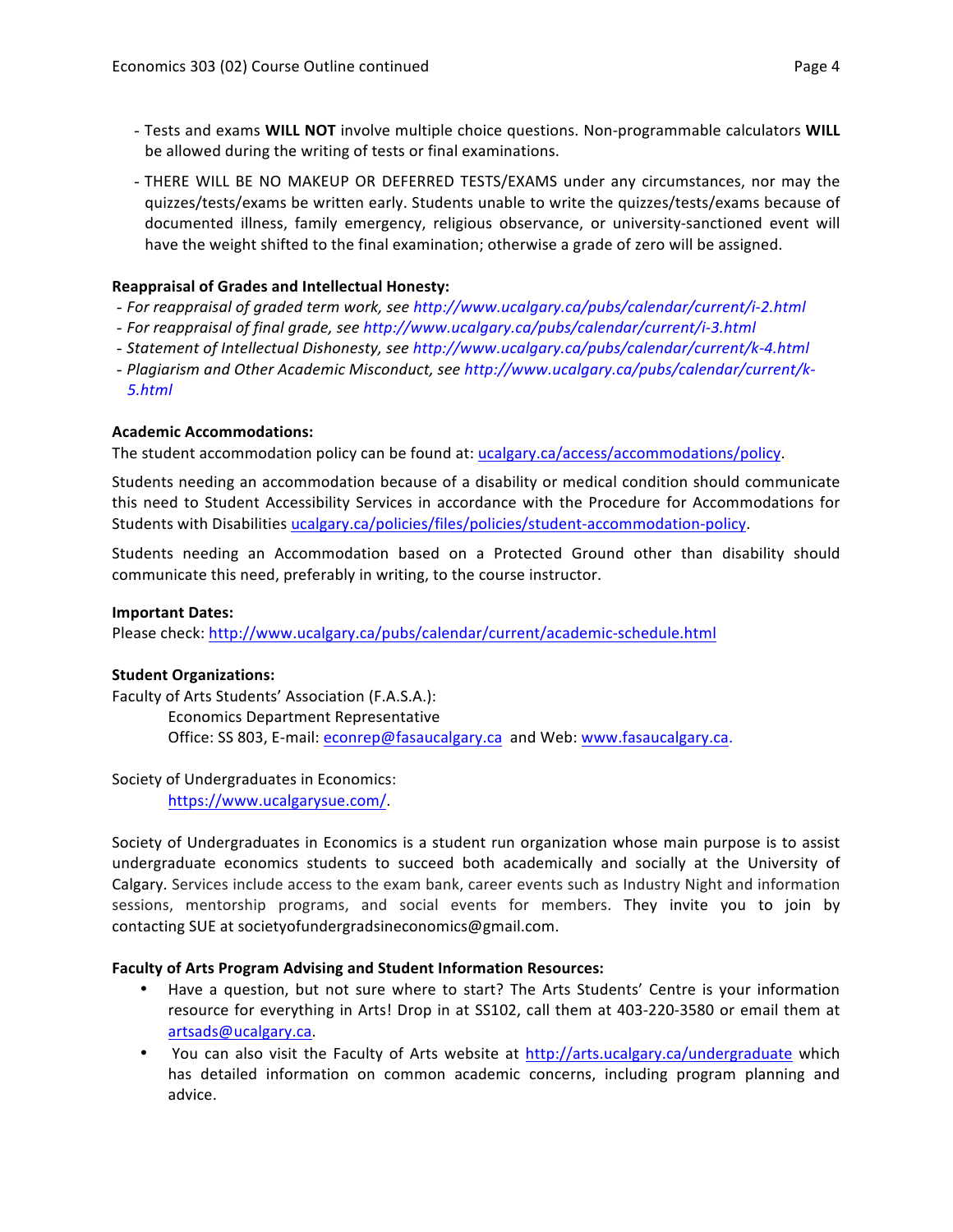- Tests and exams **WILL NOT** involve multiple choice questions. Non-programmable calculators **WILL** be allowed during the writing of tests or final examinations.
- THERE WILL BE NO MAKEUP OR DEFERRED TESTS/EXAMS under any circumstances, nor may the quizzes/tests/exams be written early. Students unable to write the quizzes/tests/exams because of documented illness, family emergency, religious observance, or university-sanctioned event will have the weight shifted to the final examination; otherwise a grade of zero will be assigned.

**Reappraisal of Grades and Intellectual Honesty:**

- *For reappraisal of graded term work, see http://www.ucalgary.ca/pubs/calendar/current/i-2.html*
- *For reappraisal of final grade, see http://www.ucalgary.ca/pubs/calendar/current/i-3.html*
- *Statement of Intellectual Dishonesty, see http://www.ucalgary.ca/pubs/calendar/current/k-4.html*
- *Plagiarism and Other Academic Misconduct, see http://www.ucalgary.ca/pubs/calendar/current/k-5.html*

**Academic Accommodations:**

The student accommodation policy can be found at: ucalgary.ca/access/accommodations/policy.

Students needing an accommodation because of a disability or medical condition should communicate this need to Student Accessibility Services in accordance with the Procedure for Accommodations for Students with Disabilities ucalgary.ca/policies/files/policies/student-accommodation-policy.

Students needing an Accommodation based on a Protected Ground other than disability should communicate this need, preferably in writing, to the course instructor.

**Important Dates:**

Please check: http://www.ucalgary.ca/pubs/calendar/current/academic-schedule.html

**Student Organizations:**

Faculty of Arts Students' Association (F.A.S.A.):
Economics Department Representative
Office: SS 803, E-mail: econrep@fasaucalgary.ca and Web: www.fasaucalgary.ca.

Society of Undergraduates in Economics:
https://www.ucalgarysue.com/.

Society of Undergraduates in Economics is a student run organization whose main purpose is to assist undergraduate economics students to succeed both academically and socially at the University of Calgary. Services include access to the exam bank, career events such as Industry Night and information sessions, mentorship programs, and social events for members. They invite you to join by contacting SUE at societyofundergradsineconomics@gmail.com.

**Faculty of Arts Program Advising and Student Information Resources:**

- Have a question, but not sure where to start? The Arts Students' Centre is your information resource for everything in Arts! Drop in at SS102, call them at 403-220-3580 or email them at artsads@ucalgary.ca.
- You can also visit the Faculty of Arts website at http://arts.ucalgary.ca/undergraduate which has detailed information on common academic concerns, including program planning and advice.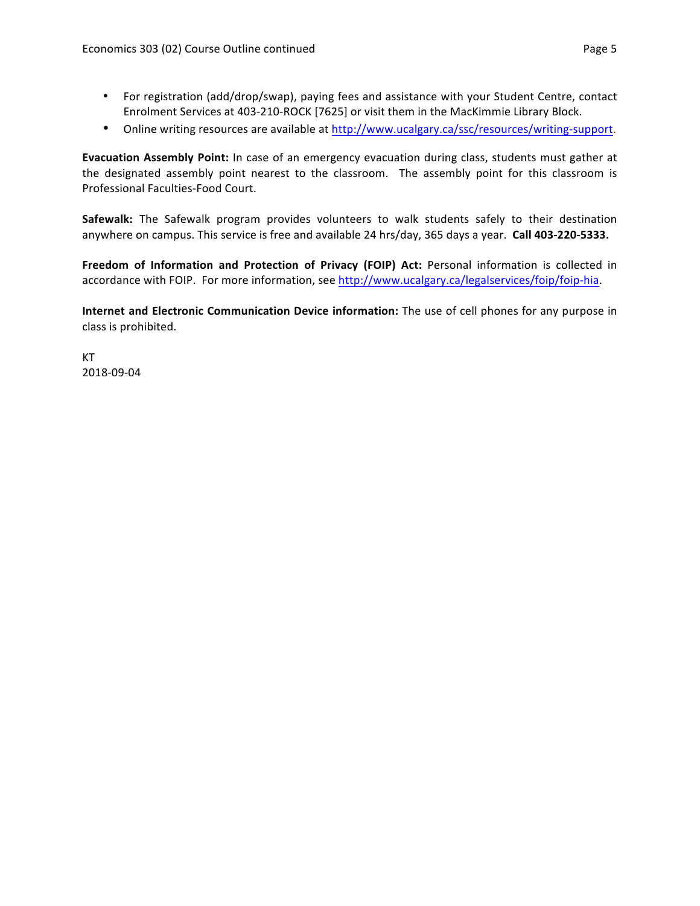- For registration (add/drop/swap), paying fees and assistance with your Student Centre, contact Enrolment Services at 403-210-ROCK [7625] or visit them in the MacKimmie Library Block.
- Online writing resources are available at http://www.ucalgary.ca/ssc/resources/writing-support.

**Evacuation Assembly Point:** In case of an emergency evacuation during class, students must gather at the designated assembly point nearest to the classroom. The assembly point for this classroom is Professional Faculties-Food Court.

**Safewalk:** The Safewalk program provides volunteers to walk students safely to their destination anywhere on campus. This service is free and available 24 hrs/day, 365 days a year. **Call 403-220-5333.**

**Freedom of Information and Protection of Privacy (FOIP) Act:** Personal information is collected in accordance with FOIP. For more information, see http://www.ucalgary.ca/legalservices/foip/foip-hia.

**Internet and Electronic Communication Device information:** The use of cell phones for any purpose in class is prohibited.

KT
2018-09-04